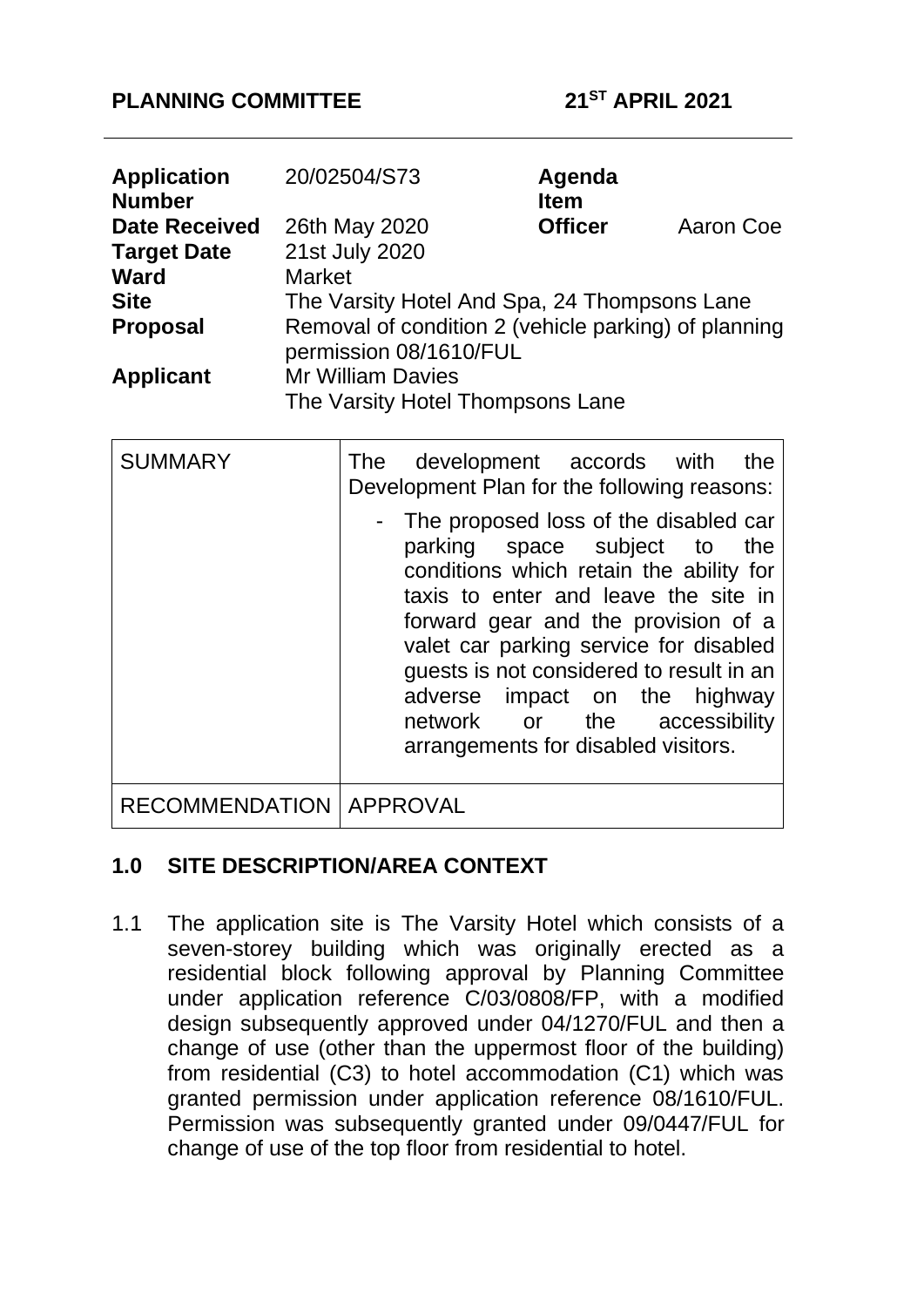**PLANNING COMMITTEE** **21ST APRIL 2021**

| | | | |
|---|---|---|---|
| **Application Number** | 20/02504/S73 | **Agenda Item** | |
| **Date Received** | 26th May 2020 | **Officer** | Aaron Coe |
| **Target Date** | 21st July 2020 | | |
| **Ward** | Market | | |
| **Site** | The Varsity Hotel And Spa, 24 Thompsons Lane | | |
| **Proposal** | Removal of condition 2 (vehicle parking) of planning permission 08/1610/FUL | | |
| **Applicant** | Mr William Davies<br>The Varsity Hotel Thompsons Lane | | |

| SUMMARY | The development accords with the Development Plan for the following reasons:<br><br>- The proposed loss of the disabled car parking space subject to the conditions which retain the ability for taxis to enter and leave the site in forward gear and the provision of a valet car parking service for disabled guests is not considered to result in an adverse impact on the highway network or the accessibility arrangements for disabled visitors. |
|---|---|
| RECOMMENDATION | APPROVAL |

## 1.0 SITE DESCRIPTION/AREA CONTEXT

1.1 The application site is The Varsity Hotel which consists of a seven-storey building which was originally erected as a residential block following approval by Planning Committee under application reference C/03/0808/FP, with a modified design subsequently approved under 04/1270/FUL and then a change of use (other than the uppermost floor of the building) from residential (C3) to hotel accommodation (C1) which was granted permission under application reference 08/1610/FUL. Permission was subsequently granted under 09/0447/FUL for change of use of the top floor from residential to hotel.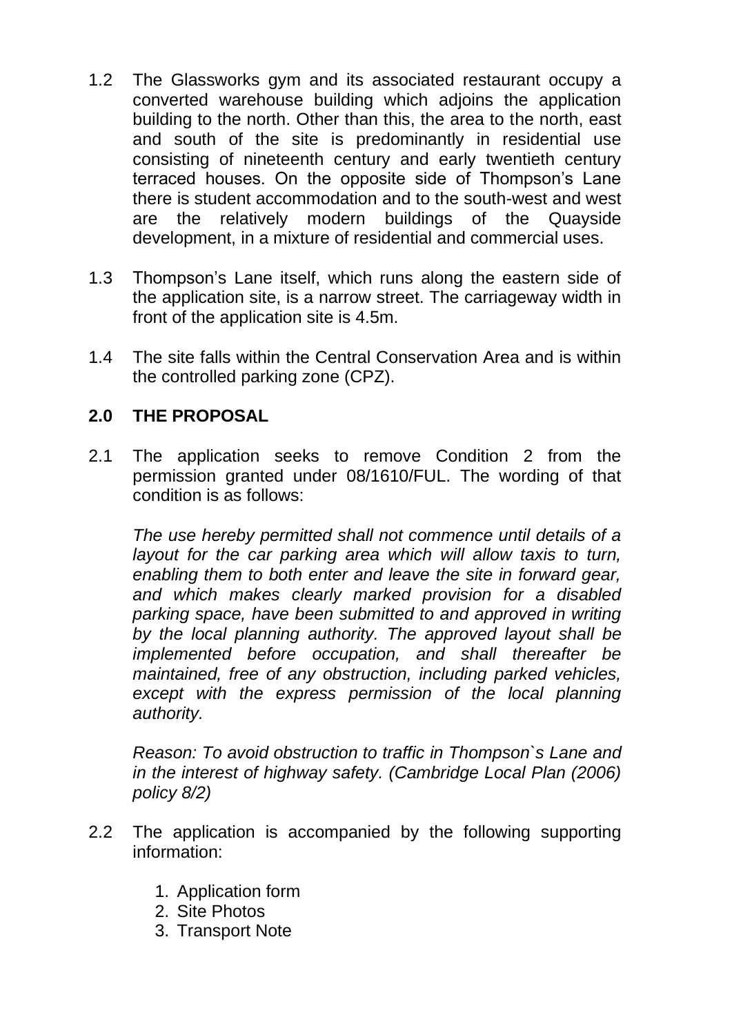1.2 The Glassworks gym and its associated restaurant occupy a converted warehouse building which adjoins the application building to the north. Other than this, the area to the north, east and south of the site is predominantly in residential use consisting of nineteenth century and early twentieth century terraced houses. On the opposite side of Thompson's Lane there is student accommodation and to the south-west and west are the relatively modern buildings of the Quayside development, in a mixture of residential and commercial uses.

1.3 Thompson's Lane itself, which runs along the eastern side of the application site, is a narrow street. The carriageway width in front of the application site is 4.5m.

1.4 The site falls within the Central Conservation Area and is within the controlled parking zone (CPZ).

## 2.0 THE PROPOSAL

2.1 The application seeks to remove Condition 2 from the permission granted under 08/1610/FUL. The wording of that condition is as follows:

*The use hereby permitted shall not commence until details of a layout for the car parking area which will allow taxis to turn, enabling them to both enter and leave the site in forward gear, and which makes clearly marked provision for a disabled parking space, have been submitted to and approved in writing by the local planning authority. The approved layout shall be implemented before occupation, and shall thereafter be maintained, free of any obstruction, including parked vehicles, except with the express permission of the local planning authority.*

*Reason: To avoid obstruction to traffic in Thompson`s Lane and in the interest of highway safety. (Cambridge Local Plan (2006) policy 8/2)*

2.2 The application is accompanied by the following supporting information:

1. Application form
2. Site Photos
3. Transport Note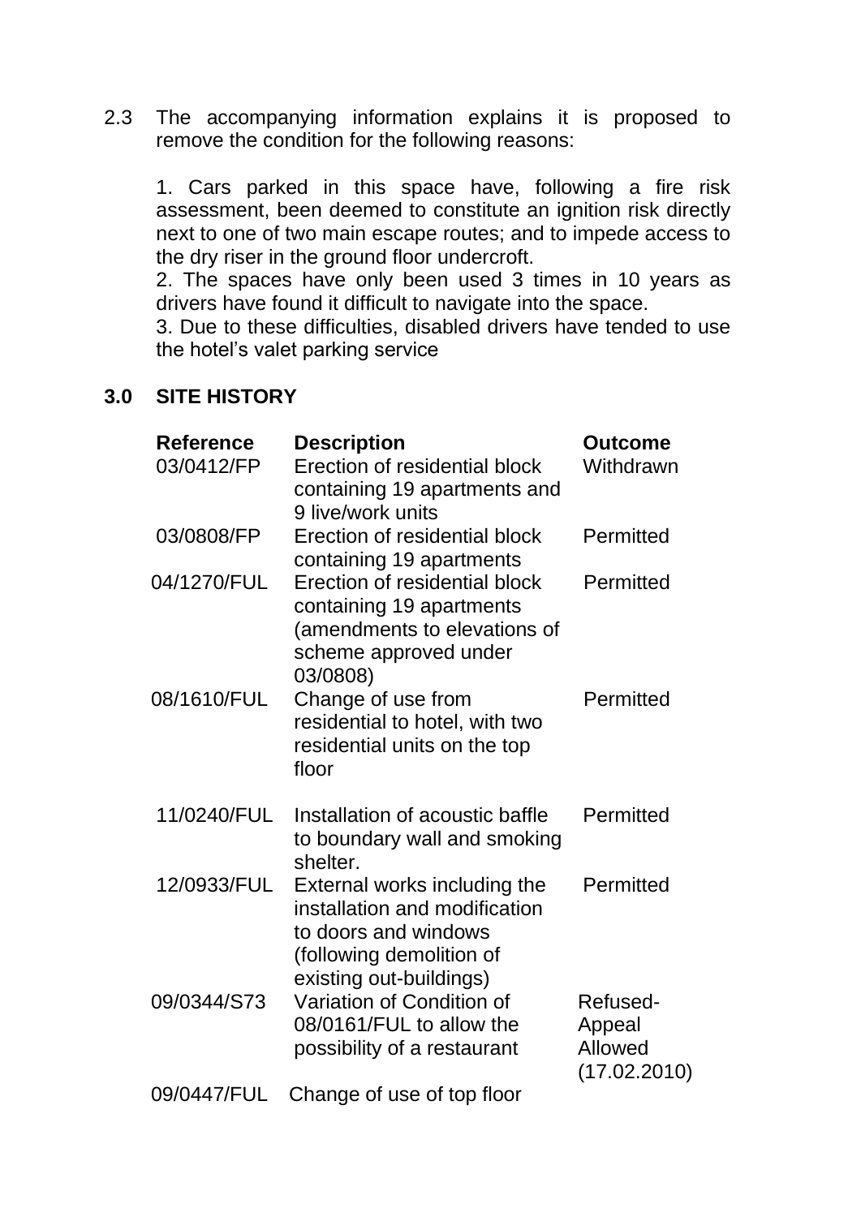2.3 The accompanying information explains it is proposed to remove the condition for the following reasons:

1. Cars parked in this space have, following a fire risk assessment, been deemed to constitute an ignition risk directly next to one of two main escape routes; and to impede access to the dry riser in the ground floor undercroft.
2. The spaces have only been used 3 times in 10 years as drivers have found it difficult to navigate into the space.
3. Due to these difficulties, disabled drivers have tended to use the hotel's valet parking service

## 3.0 SITE HISTORY

| Reference | Description | Outcome |
|---|---|---|
| 03/0412/FP | Erection of residential block containing 19 apartments and 9 live/work units | Withdrawn |
| 03/0808/FP | Erection of residential block containing 19 apartments | Permitted |
| 04/1270/FUL | Erection of residential block containing 19 apartments (amendments to elevations of scheme approved under 03/0808) | Permitted |
| 08/1610/FUL | Change of use from residential to hotel, with two residential units on the top floor | Permitted |
| 11/0240/FUL | Installation of acoustic baffle to boundary wall and smoking shelter. | Permitted |
| 12/0933/FUL | External works including the installation and modification to doors and windows (following demolition of existing out-buildings) | Permitted |
| 09/0344/S73 | Variation of Condition of 08/0161/FUL to allow the possibility of a restaurant | Refused- Appeal Allowed (17.02.2010) |
| 09/0447/FUL | Change of use of top floor | |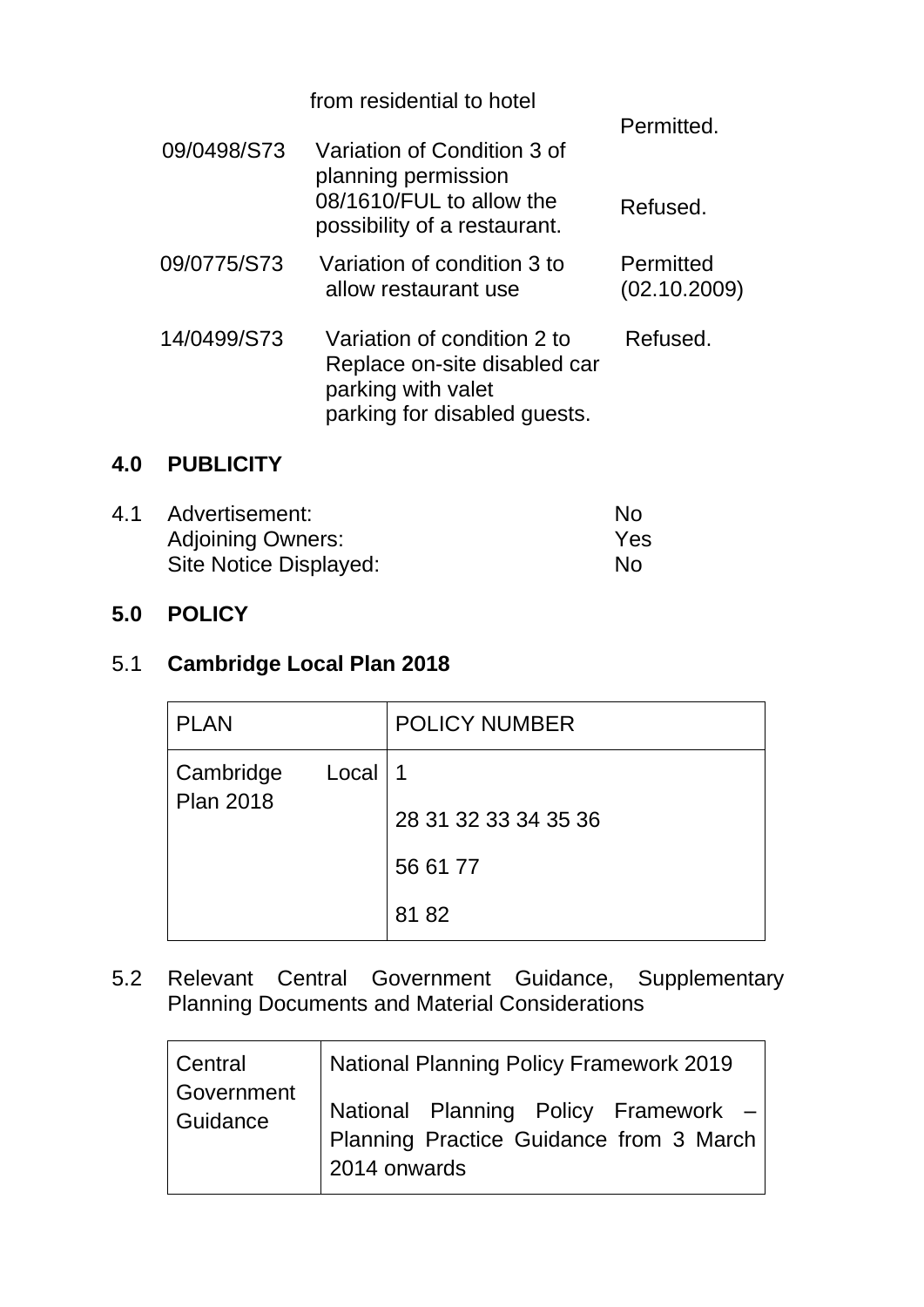| | from residential to hotel | |
|---|---|---|
| | | Permitted. |
| 09/0498/S73 | Variation of Condition 3 of planning permission 08/1610/FUL to allow the possibility of a restaurant. | Refused. |
| 09/0775/S73 | Variation of condition 3 to allow restaurant use | Permitted (02.10.2009) |
| 14/0499/S73 | Variation of condition 2 to Replace on-site disabled car parking with valet parking for disabled guests. | Refused. |

## 4.0 PUBLICITY

4.1 Advertisement: No
Adjoining Owners: Yes
Site Notice Displayed: No

## 5.0 POLICY

### 5.1 Cambridge Local Plan 2018

| PLAN | POLICY NUMBER |
|---|---|
| Cambridge Local Plan 2018 | 1<br>28 31 32 33 34 35 36<br>56 61 77<br>81 82 |

5.2 Relevant Central Government Guidance, Supplementary Planning Documents and Material Considerations

| Central Government Guidance | National Planning Policy Framework 2019<br>National Planning Policy Framework – Planning Practice Guidance from 3 March 2014 onwards |
|---|---|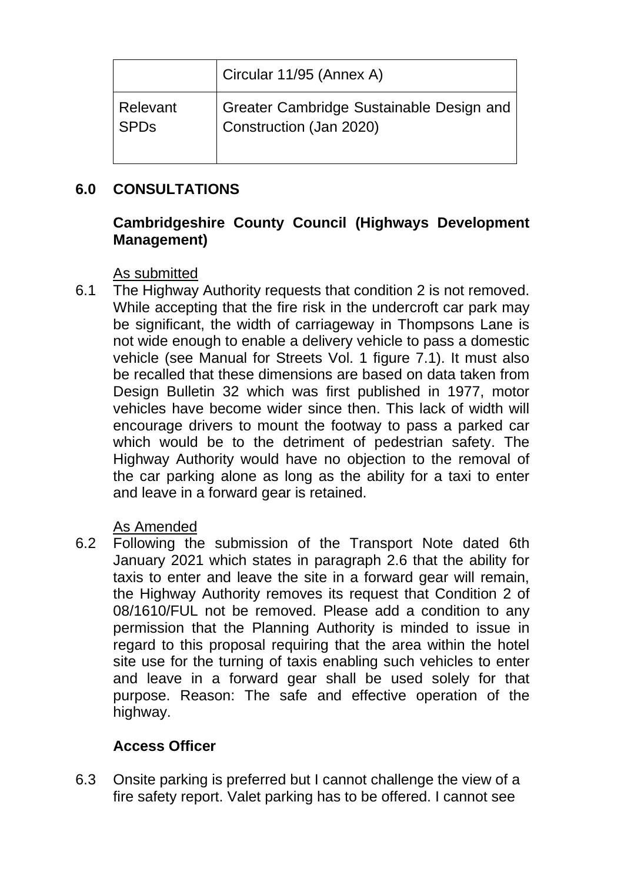| | |
|---|---|
| | Circular 11/95 (Annex A) |
| Relevant SPDs | Greater Cambridge Sustainable Design and Construction (Jan 2020) |

## 6.0 CONSULTATIONS

### Cambridgeshire County Council (Highways Development Management)

As submitted

6.1 The Highway Authority requests that condition 2 is not removed. While accepting that the fire risk in the undercroft car park may be significant, the width of carriageway in Thompsons Lane is not wide enough to enable a delivery vehicle to pass a domestic vehicle (see Manual for Streets Vol. 1 figure 7.1). It must also be recalled that these dimensions are based on data taken from Design Bulletin 32 which was first published in 1977, motor vehicles have become wider since then. This lack of width will encourage drivers to mount the footway to pass a parked car which would be to the detriment of pedestrian safety. The Highway Authority would have no objection to the removal of the car parking alone as long as the ability for a taxi to enter and leave in a forward gear is retained.

As Amended

6.2 Following the submission of the Transport Note dated 6th January 2021 which states in paragraph 2.6 that the ability for taxis to enter and leave the site in a forward gear will remain, the Highway Authority removes its request that Condition 2 of 08/1610/FUL not be removed. Please add a condition to any permission that the Planning Authority is minded to issue in regard to this proposal requiring that the area within the hotel site use for the turning of taxis enabling such vehicles to enter and leave in a forward gear shall be used solely for that purpose. Reason: The safe and effective operation of the highway.

### Access Officer

6.3 Onsite parking is preferred but I cannot challenge the view of a fire safety report. Valet parking has to be offered. I cannot see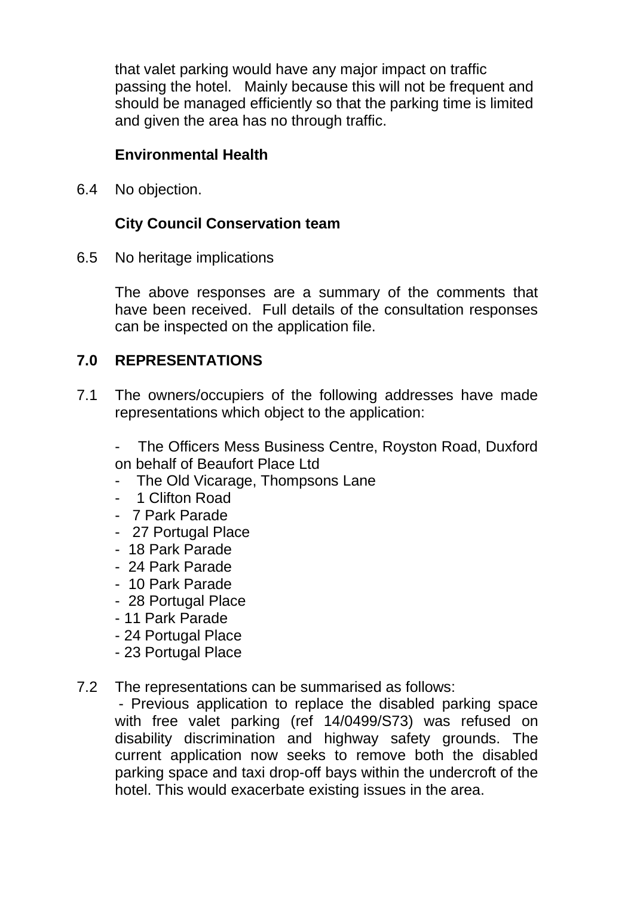that valet parking would have any major impact on traffic passing the hotel. Mainly because this will not be frequent and should be managed efficiently so that the parking time is limited and given the area has no through traffic.

**Environmental Health**

6.4 No objection.

**City Council Conservation team**

6.5 No heritage implications

The above responses are a summary of the comments that have been received. Full details of the consultation responses can be inspected on the application file.

## 7.0 REPRESENTATIONS

7.1 The owners/occupiers of the following addresses have made representations which object to the application:

- The Officers Mess Business Centre, Royston Road, Duxford on behalf of Beaufort Place Ltd
- The Old Vicarage, Thompsons Lane
- 1 Clifton Road
- 7 Park Parade
- 27 Portugal Place
- 18 Park Parade
- 24 Park Parade
- 10 Park Parade
- 28 Portugal Place
- 11 Park Parade
- 24 Portugal Place
- 23 Portugal Place

7.2 The representations can be summarised as follows:

- Previous application to replace the disabled parking space with free valet parking (ref 14/0499/S73) was refused on disability discrimination and highway safety grounds. The current application now seeks to remove both the disabled parking space and taxi drop-off bays within the undercroft of the hotel. This would exacerbate existing issues in the area.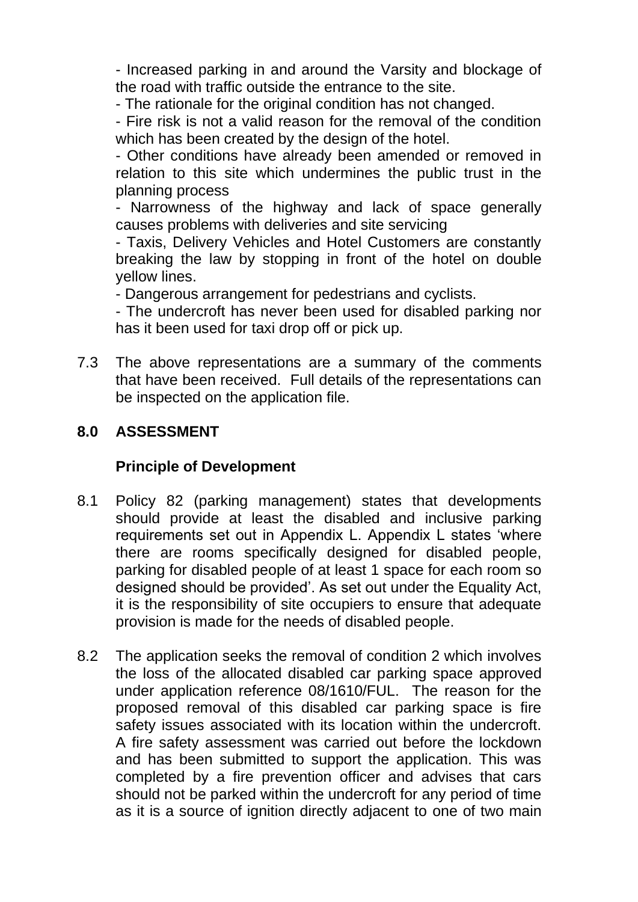- Increased parking in and around the Varsity and blockage of the road with traffic outside the entrance to the site.

- The rationale for the original condition has not changed.

- Fire risk is not a valid reason for the removal of the condition which has been created by the design of the hotel.

- Other conditions have already been amended or removed in relation to this site which undermines the public trust in the planning process

- Narrowness of the highway and lack of space generally causes problems with deliveries and site servicing

- Taxis, Delivery Vehicles and Hotel Customers are constantly breaking the law by stopping in front of the hotel on double yellow lines.

- Dangerous arrangement for pedestrians and cyclists.

- The undercroft has never been used for disabled parking nor has it been used for taxi drop off or pick up.

7.3 The above representations are a summary of the comments that have been received. Full details of the representations can be inspected on the application file.

## 8.0 ASSESSMENT

### Principle of Development

8.1 Policy 82 (parking management) states that developments should provide at least the disabled and inclusive parking requirements set out in Appendix L. Appendix L states 'where there are rooms specifically designed for disabled people, parking for disabled people of at least 1 space for each room so designed should be provided'. As set out under the Equality Act, it is the responsibility of site occupiers to ensure that adequate provision is made for the needs of disabled people.

8.2 The application seeks the removal of condition 2 which involves the loss of the allocated disabled car parking space approved under application reference 08/1610/FUL. The reason for the proposed removal of this disabled car parking space is fire safety issues associated with its location within the undercroft. A fire safety assessment was carried out before the lockdown and has been submitted to support the application. This was completed by a fire prevention officer and advises that cars should not be parked within the undercroft for any period of time as it is a source of ignition directly adjacent to one of two main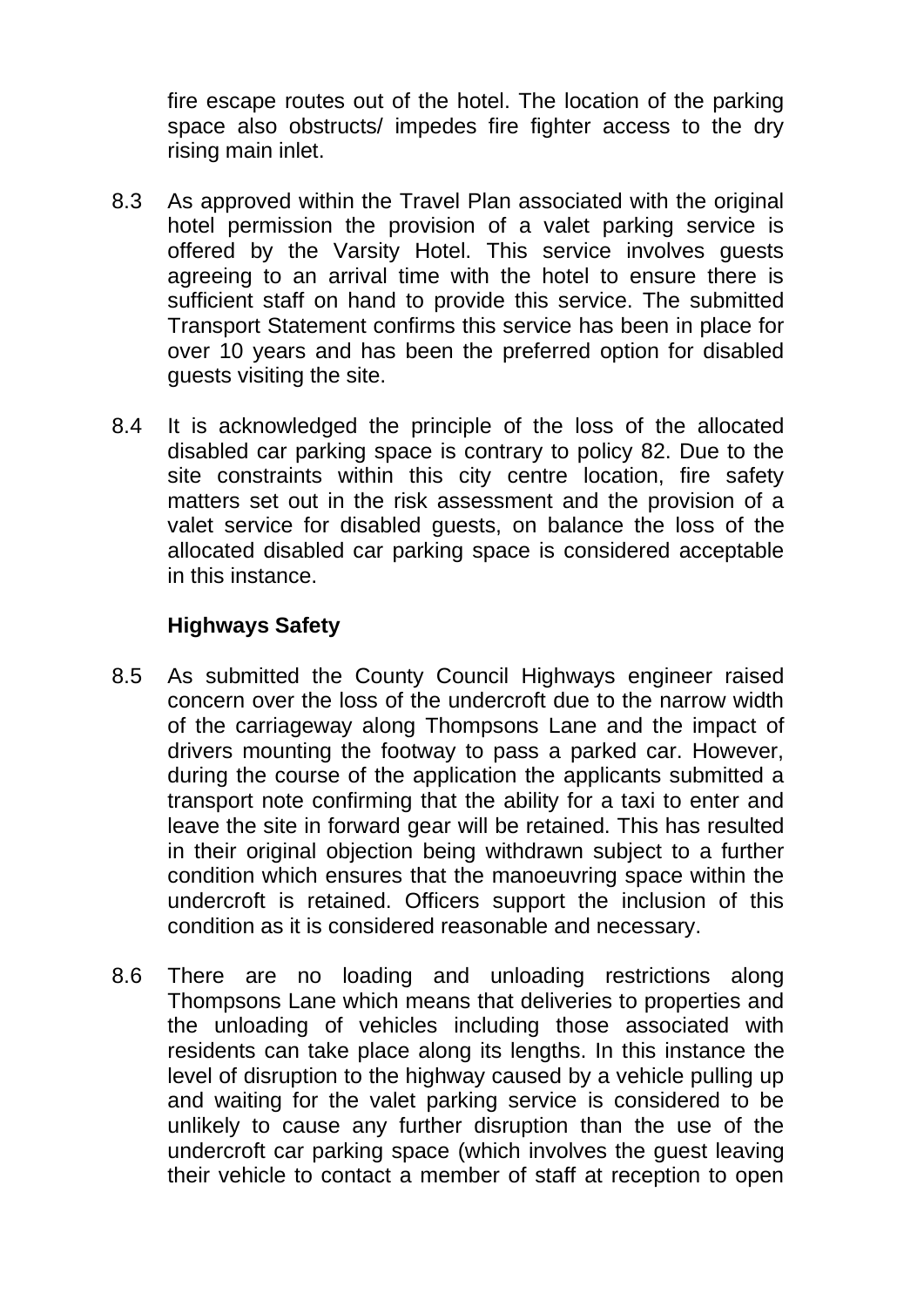fire escape routes out of the hotel. The location of the parking space also obstructs/ impedes fire fighter access to the dry rising main inlet.

8.3 As approved within the Travel Plan associated with the original hotel permission the provision of a valet parking service is offered by the Varsity Hotel. This service involves guests agreeing to an arrival time with the hotel to ensure there is sufficient staff on hand to provide this service. The submitted Transport Statement confirms this service has been in place for over 10 years and has been the preferred option for disabled guests visiting the site.

8.4 It is acknowledged the principle of the loss of the allocated disabled car parking space is contrary to policy 82. Due to the site constraints within this city centre location, fire safety matters set out in the risk assessment and the provision of a valet service for disabled guests, on balance the loss of the allocated disabled car parking space is considered acceptable in this instance.

**Highways Safety**

8.5 As submitted the County Council Highways engineer raised concern over the loss of the undercroft due to the narrow width of the carriageway along Thompsons Lane and the impact of drivers mounting the footway to pass a parked car. However, during the course of the application the applicants submitted a transport note confirming that the ability for a taxi to enter and leave the site in forward gear will be retained. This has resulted in their original objection being withdrawn subject to a further condition which ensures that the manoeuvring space within the undercroft is retained. Officers support the inclusion of this condition as it is considered reasonable and necessary.

8.6 There are no loading and unloading restrictions along Thompsons Lane which means that deliveries to properties and the unloading of vehicles including those associated with residents can take place along its lengths. In this instance the level of disruption to the highway caused by a vehicle pulling up and waiting for the valet parking service is considered to be unlikely to cause any further disruption than the use of the undercroft car parking space (which involves the guest leaving their vehicle to contact a member of staff at reception to open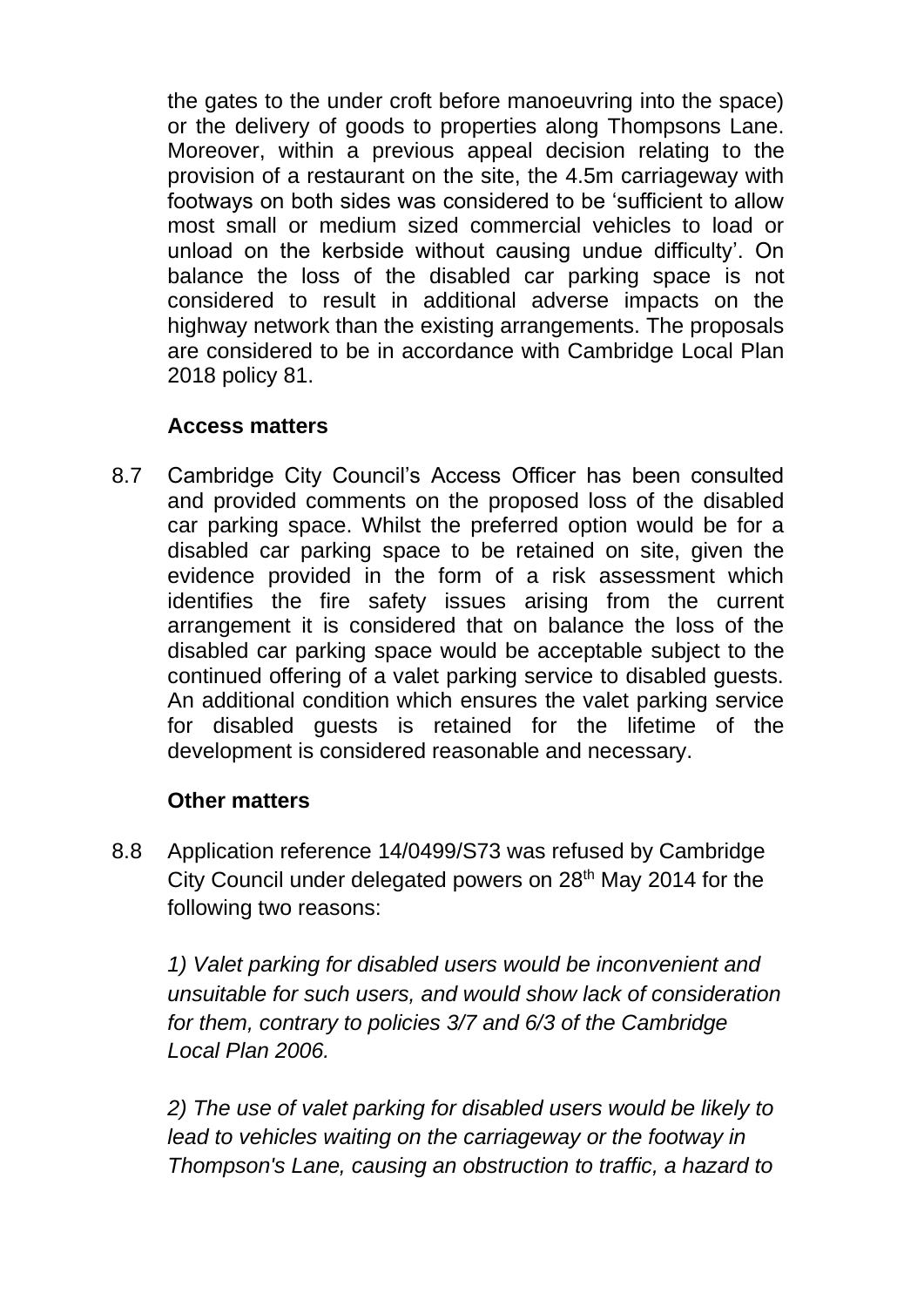the gates to the under croft before manoeuvring into the space) or the delivery of goods to properties along Thompsons Lane. Moreover, within a previous appeal decision relating to the provision of a restaurant on the site, the 4.5m carriageway with footways on both sides was considered to be 'sufficient to allow most small or medium sized commercial vehicles to load or unload on the kerbside without causing undue difficulty'. On balance the loss of the disabled car parking space is not considered to result in additional adverse impacts on the highway network than the existing arrangements. The proposals are considered to be in accordance with Cambridge Local Plan 2018 policy 81.

**Access matters**

8.7 Cambridge City Council's Access Officer has been consulted and provided comments on the proposed loss of the disabled car parking space. Whilst the preferred option would be for a disabled car parking space to be retained on site, given the evidence provided in the form of a risk assessment which identifies the fire safety issues arising from the current arrangement it is considered that on balance the loss of the disabled car parking space would be acceptable subject to the continued offering of a valet parking service to disabled guests. An additional condition which ensures the valet parking service for disabled guests is retained for the lifetime of the development is considered reasonable and necessary.

**Other matters**

8.8 Application reference 14/0499/S73 was refused by Cambridge City Council under delegated powers on 28th May 2014 for the following two reasons:

*1) Valet parking for disabled users would be inconvenient and unsuitable for such users, and would show lack of consideration for them, contrary to policies 3/7 and 6/3 of the Cambridge Local Plan 2006.*

*2) The use of valet parking for disabled users would be likely to lead to vehicles waiting on the carriageway or the footway in Thompson's Lane, causing an obstruction to traffic, a hazard to*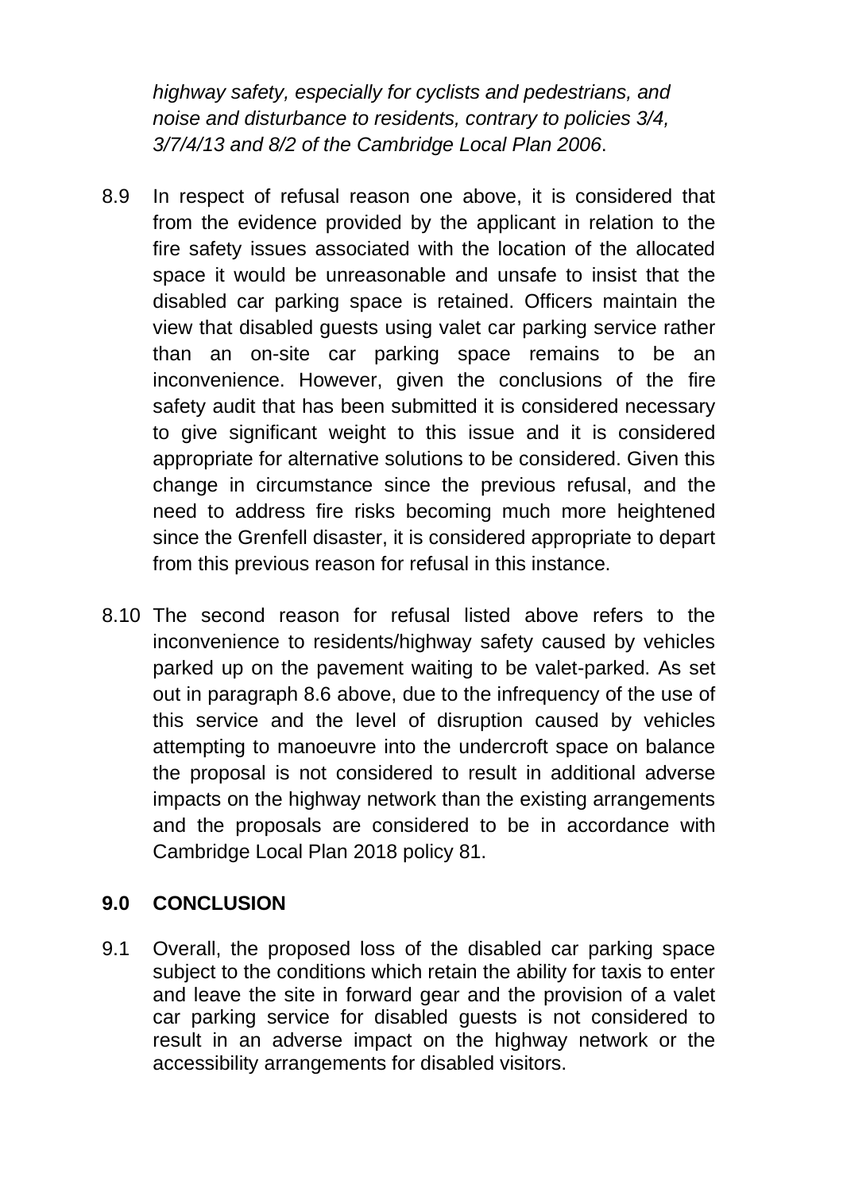*highway safety, especially for cyclists and pedestrians, and noise and disturbance to residents, contrary to policies 3/4, 3/7/4/13 and 8/2 of the Cambridge Local Plan 2006*.

8.9 In respect of refusal reason one above, it is considered that from the evidence provided by the applicant in relation to the fire safety issues associated with the location of the allocated space it would be unreasonable and unsafe to insist that the disabled car parking space is retained. Officers maintain the view that disabled guests using valet car parking service rather than an on-site car parking space remains to be an inconvenience. However, given the conclusions of the fire safety audit that has been submitted it is considered necessary to give significant weight to this issue and it is considered appropriate for alternative solutions to be considered. Given this change in circumstance since the previous refusal, and the need to address fire risks becoming much more heightened since the Grenfell disaster, it is considered appropriate to depart from this previous reason for refusal in this instance.

8.10 The second reason for refusal listed above refers to the inconvenience to residents/highway safety caused by vehicles parked up on the pavement waiting to be valet-parked. As set out in paragraph 8.6 above, due to the infrequency of the use of this service and the level of disruption caused by vehicles attempting to manoeuvre into the undercroft space on balance the proposal is not considered to result in additional adverse impacts on the highway network than the existing arrangements and the proposals are considered to be in accordance with Cambridge Local Plan 2018 policy 81.

## 9.0 CONCLUSION

9.1 Overall, the proposed loss of the disabled car parking space subject to the conditions which retain the ability for taxis to enter and leave the site in forward gear and the provision of a valet car parking service for disabled guests is not considered to result in an adverse impact on the highway network or the accessibility arrangements for disabled visitors.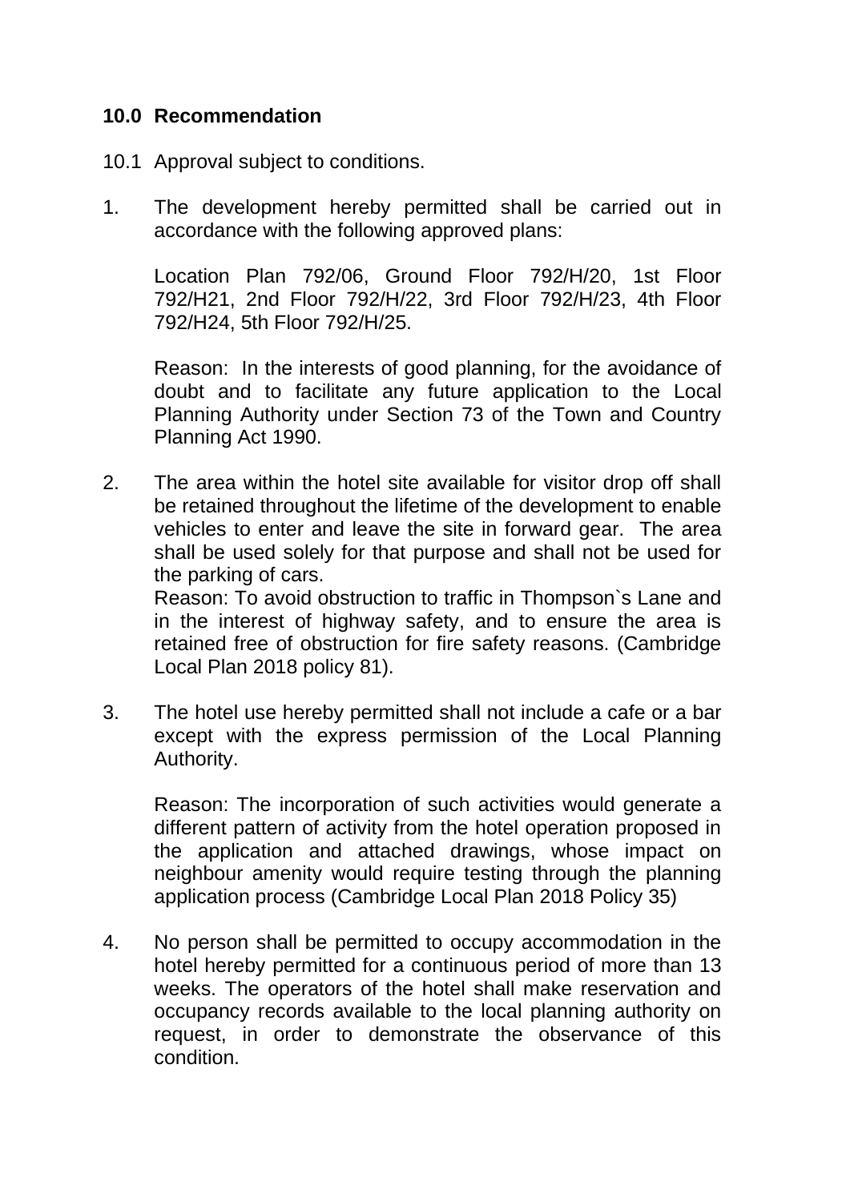## 10.0 Recommendation

10.1 Approval subject to conditions.

1. The development hereby permitted shall be carried out in accordance with the following approved plans:

   Location Plan 792/06, Ground Floor 792/H/20, 1st Floor 792/H21, 2nd Floor 792/H/22, 3rd Floor 792/H/23, 4th Floor 792/H24, 5th Floor 792/H/25.

   Reason: In the interests of good planning, for the avoidance of doubt and to facilitate any future application to the Local Planning Authority under Section 73 of the Town and Country Planning Act 1990.

2. The area within the hotel site available for visitor drop off shall be retained throughout the lifetime of the development to enable vehicles to enter and leave the site in forward gear. The area shall be used solely for that purpose and shall not be used for the parking of cars.
   Reason: To avoid obstruction to traffic in Thompson`s Lane and in the interest of highway safety, and to ensure the area is retained free of obstruction for fire safety reasons. (Cambridge Local Plan 2018 policy 81).

3. The hotel use hereby permitted shall not include a cafe or a bar except with the express permission of the Local Planning Authority.

   Reason: The incorporation of such activities would generate a different pattern of activity from the hotel operation proposed in the application and attached drawings, whose impact on neighbour amenity would require testing through the planning application process (Cambridge Local Plan 2018 Policy 35)

4. No person shall be permitted to occupy accommodation in the hotel hereby permitted for a continuous period of more than 13 weeks. The operators of the hotel shall make reservation and occupancy records available to the local planning authority on request, in order to demonstrate the observance of this condition.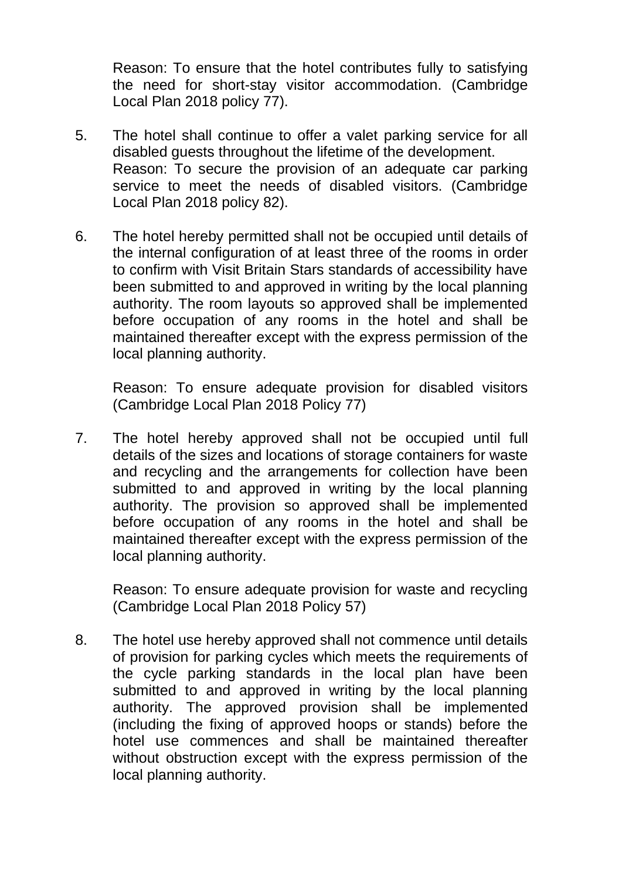Reason: To ensure that the hotel contributes fully to satisfying the need for short-stay visitor accommodation. (Cambridge Local Plan 2018 policy 77).

5. The hotel shall continue to offer a valet parking service for all disabled guests throughout the lifetime of the development.
   Reason: To secure the provision of an adequate car parking service to meet the needs of disabled visitors. (Cambridge Local Plan 2018 policy 82).

6. The hotel hereby permitted shall not be occupied until details of the internal configuration of at least three of the rooms in order to confirm with Visit Britain Stars standards of accessibility have been submitted to and approved in writing by the local planning authority. The room layouts so approved shall be implemented before occupation of any rooms in the hotel and shall be maintained thereafter except with the express permission of the local planning authority.

   Reason: To ensure adequate provision for disabled visitors (Cambridge Local Plan 2018 Policy 77)

7. The hotel hereby approved shall not be occupied until full details of the sizes and locations of storage containers for waste and recycling and the arrangements for collection have been submitted to and approved in writing by the local planning authority. The provision so approved shall be implemented before occupation of any rooms in the hotel and shall be maintained thereafter except with the express permission of the local planning authority.

   Reason: To ensure adequate provision for waste and recycling (Cambridge Local Plan 2018 Policy 57)

8. The hotel use hereby approved shall not commence until details of provision for parking cycles which meets the requirements of the cycle parking standards in the local plan have been submitted to and approved in writing by the local planning authority. The approved provision shall be implemented (including the fixing of approved hoops or stands) before the hotel use commences and shall be maintained thereafter without obstruction except with the express permission of the local planning authority.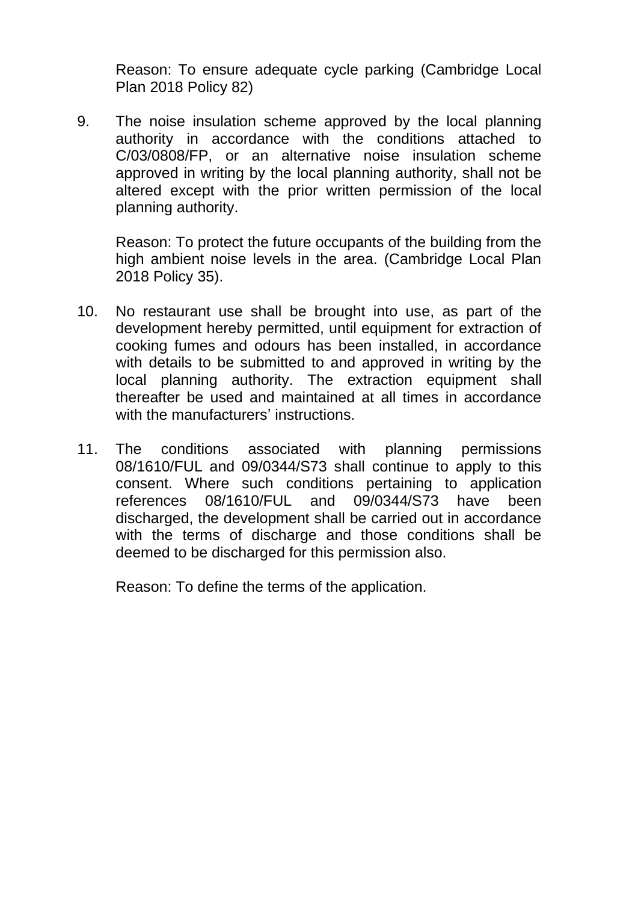Reason: To ensure adequate cycle parking (Cambridge Local Plan 2018 Policy 82)

9. The noise insulation scheme approved by the local planning authority in accordance with the conditions attached to C/03/0808/FP, or an alternative noise insulation scheme approved in writing by the local planning authority, shall not be altered except with the prior written permission of the local planning authority.

   Reason: To protect the future occupants of the building from the high ambient noise levels in the area. (Cambridge Local Plan 2018 Policy 35).

10. No restaurant use shall be brought into use, as part of the development hereby permitted, until equipment for extraction of cooking fumes and odours has been installed, in accordance with details to be submitted to and approved in writing by the local planning authority. The extraction equipment shall thereafter be used and maintained at all times in accordance with the manufacturers' instructions.

11. The conditions associated with planning permissions 08/1610/FUL and 09/0344/S73 shall continue to apply to this consent. Where such conditions pertaining to application references 08/1610/FUL and 09/0344/S73 have been discharged, the development shall be carried out in accordance with the terms of discharge and those conditions shall be deemed to be discharged for this permission also.

    Reason: To define the terms of the application.